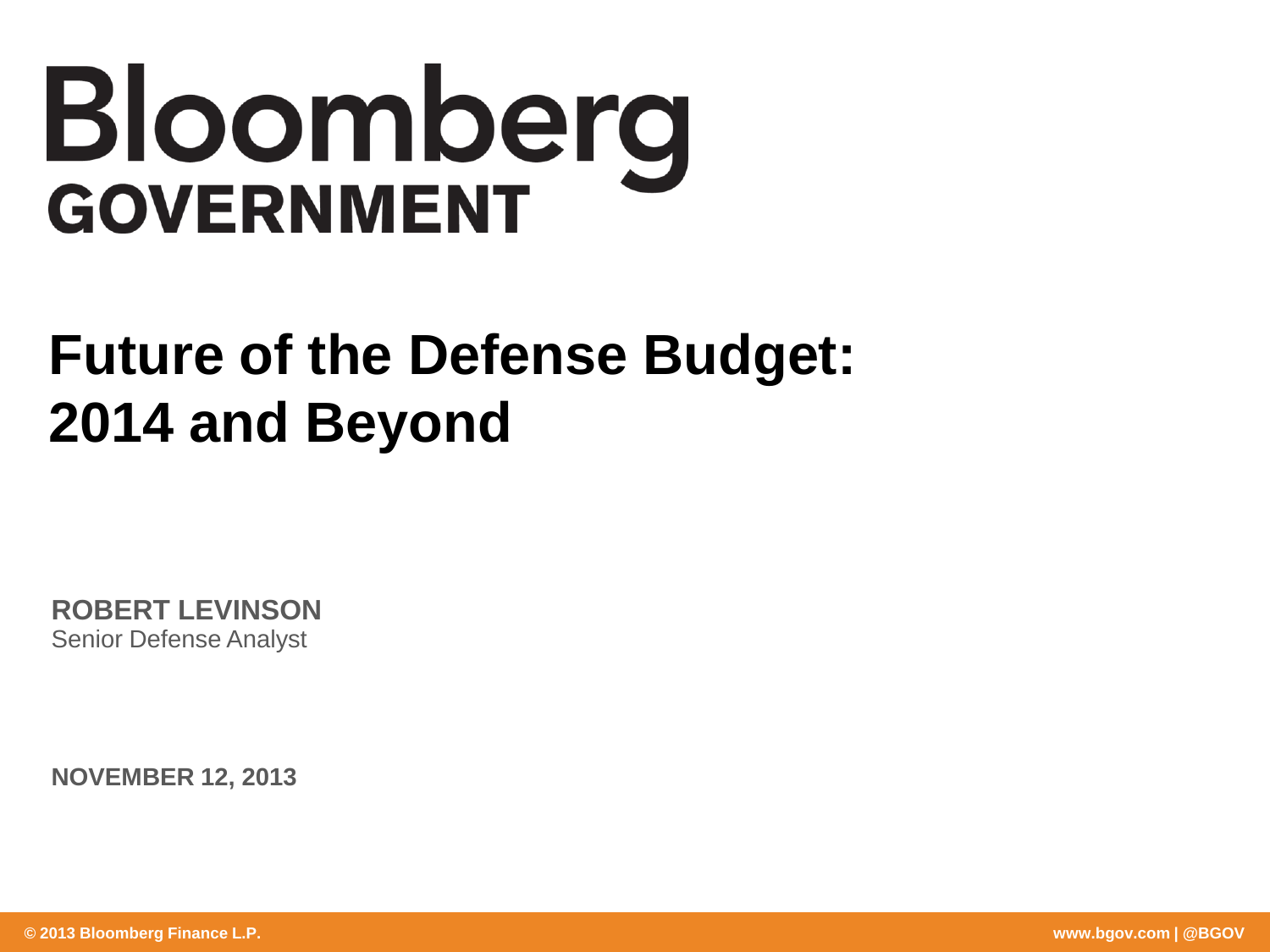Bloomberg
GOVERNMENT

# Future of the Defense Budget: 2014 and Beyond

**ROBERT LEVINSON**
Senior Defense Analyst

**NOVEMBER 12, 2013**

**© 2013 Bloomberg Finance L.P.** **www.bgov.com | @BGOV**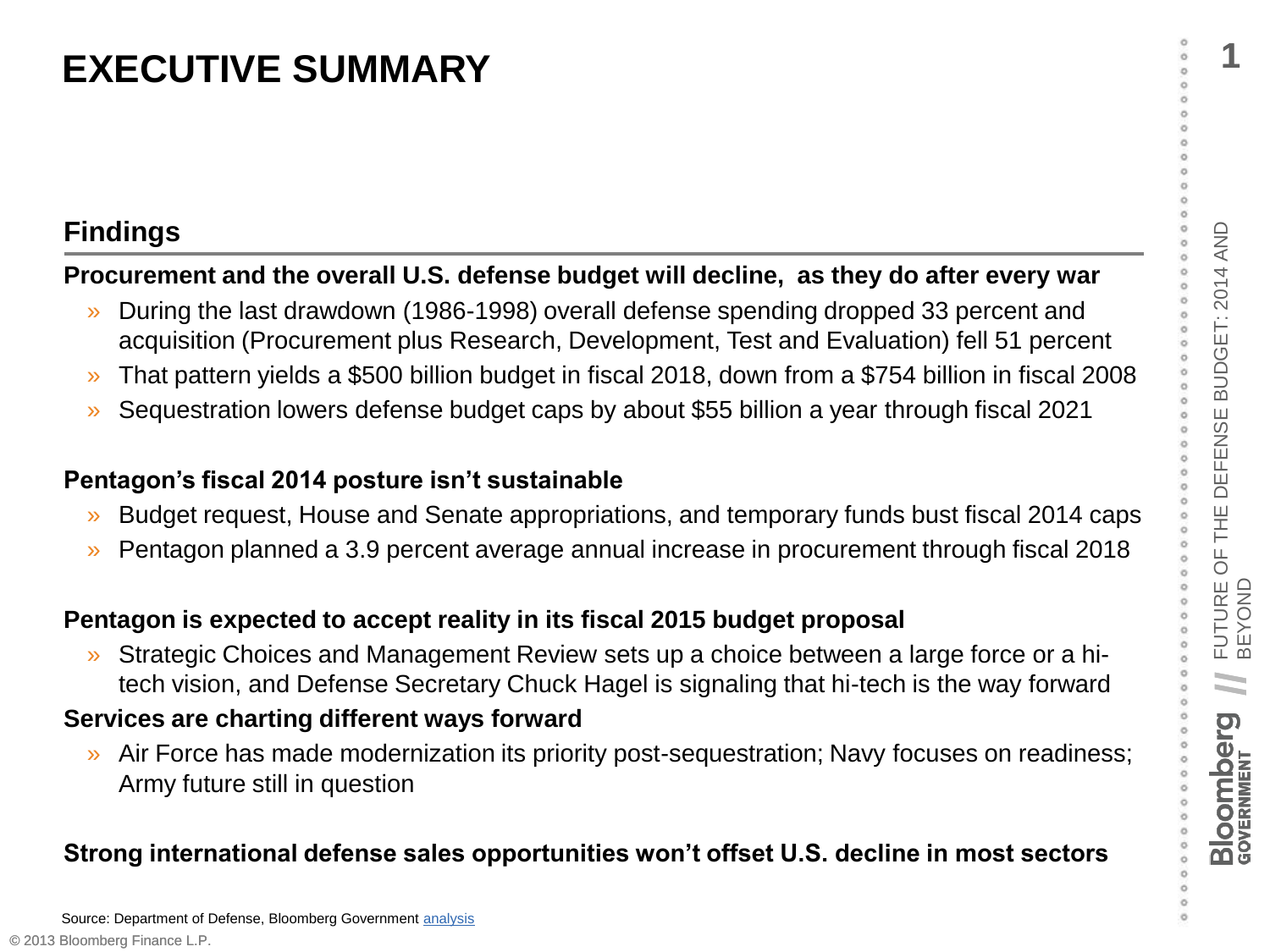# EXECUTIVE SUMMARY

## Findings

**Procurement and the overall U.S. defense budget will decline, as they do after every war**

- During the last drawdown (1986-1998) overall defense spending dropped 33 percent and acquisition (Procurement plus Research, Development, Test and Evaluation) fell 51 percent
- That pattern yields a $500 billion budget in fiscal 2018, down from a $754 billion in fiscal 2008
- Sequestration lowers defense budget caps by about $55 billion a year through fiscal 2021

**Pentagon's fiscal 2014 posture isn't sustainable**

- Budget request, House and Senate appropriations, and temporary funds bust fiscal 2014 caps
- Pentagon planned a 3.9 percent average annual increase in procurement through fiscal 2018

**Pentagon is expected to accept reality in its fiscal 2015 budget proposal**

- Strategic Choices and Management Review sets up a choice between a large force or a hi-tech vision, and Defense Secretary Chuck Hagel is signaling that hi-tech is the way forward

**Services are charting different ways forward**

- Air Force has made modernization its priority post-sequestration; Navy focuses on readiness; Army future still in question

**Strong international defense sales opportunities won't offset U.S. decline in most sectors**

Source: Department of Defense, Bloomberg Government analysis

© 2013 Bloomberg Finance L.P.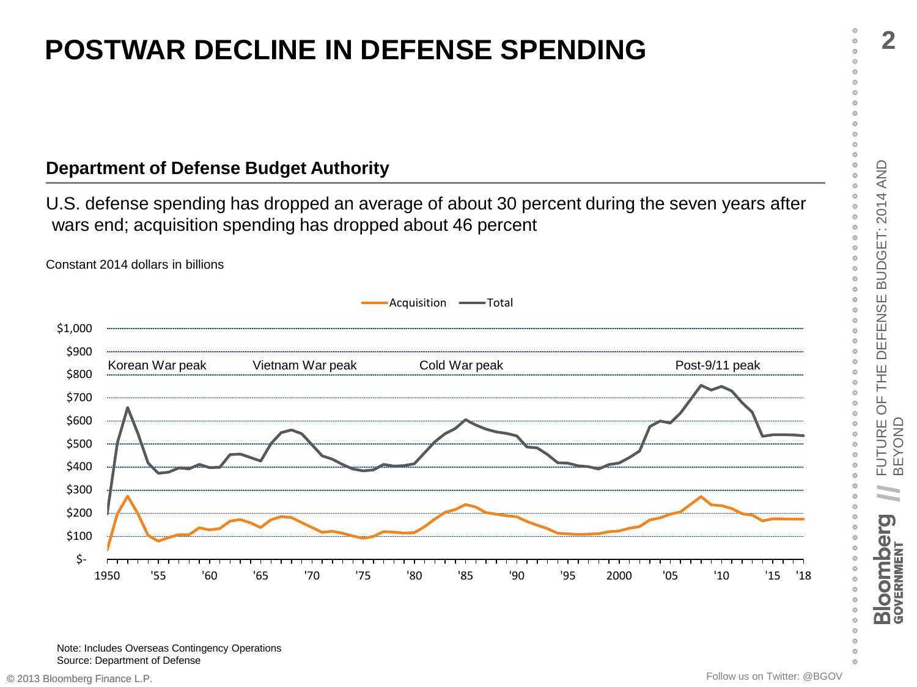# POSTWAR DECLINE IN DEFENSE SPENDING

## Department of Defense Budget Authority

U.S. defense spending has dropped an average of about 30 percent during the seven years after wars end; acquisition spending has dropped about 46 percent

Constant 2014 dollars in billions

Acquisition — Total

Korean War peak | Vietnam War peak | Cold War peak | Post-9/11 peak

Note: Includes Overseas Contingency Operations
Source: Department of Defense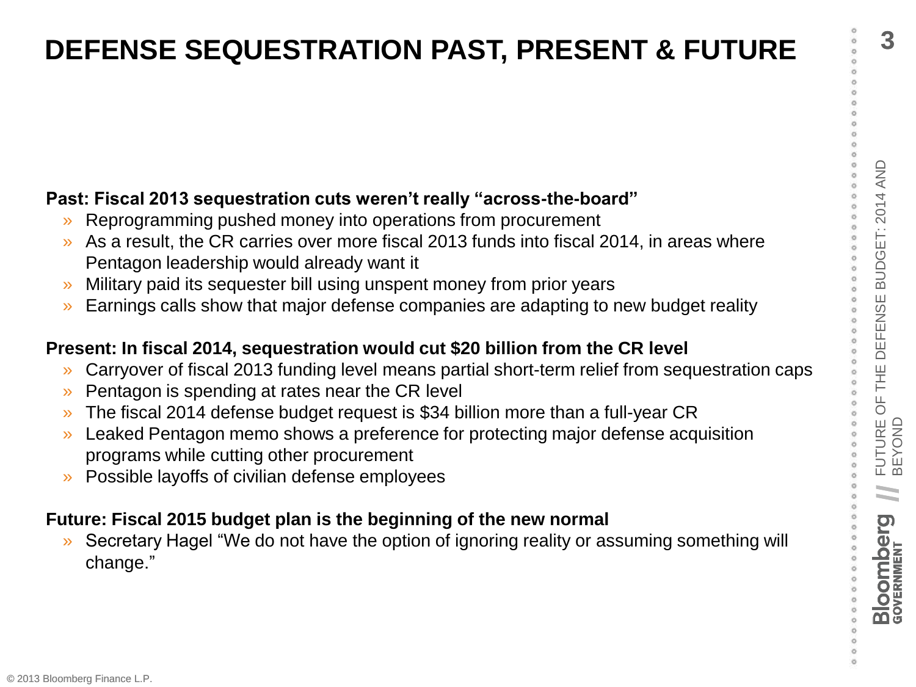# DEFENSE SEQUESTRATION PAST, PRESENT & FUTURE

**Past: Fiscal 2013 sequestration cuts weren't really "across-the-board"**

- Reprogramming pushed money into operations from procurement
- As a result, the CR carries over more fiscal 2013 funds into fiscal 2014, in areas where Pentagon leadership would already want it
- Military paid its sequester bill using unspent money from prior years
- Earnings calls show that major defense companies are adapting to new budget reality

**Present: In fiscal 2014, sequestration would cut $20 billion from the CR level**

- Carryover of fiscal 2013 funding level means partial short-term relief from sequestration caps
- Pentagon is spending at rates near the CR level
- The fiscal 2014 defense budget request is $34 billion more than a full-year CR
- Leaked Pentagon memo shows a preference for protecting major defense acquisition programs while cutting other procurement
- Possible layoffs of civilian defense employees

**Future: Fiscal 2015 budget plan is the beginning of the new normal**

- Secretary Hagel "We do not have the option of ignoring reality or assuming something will change."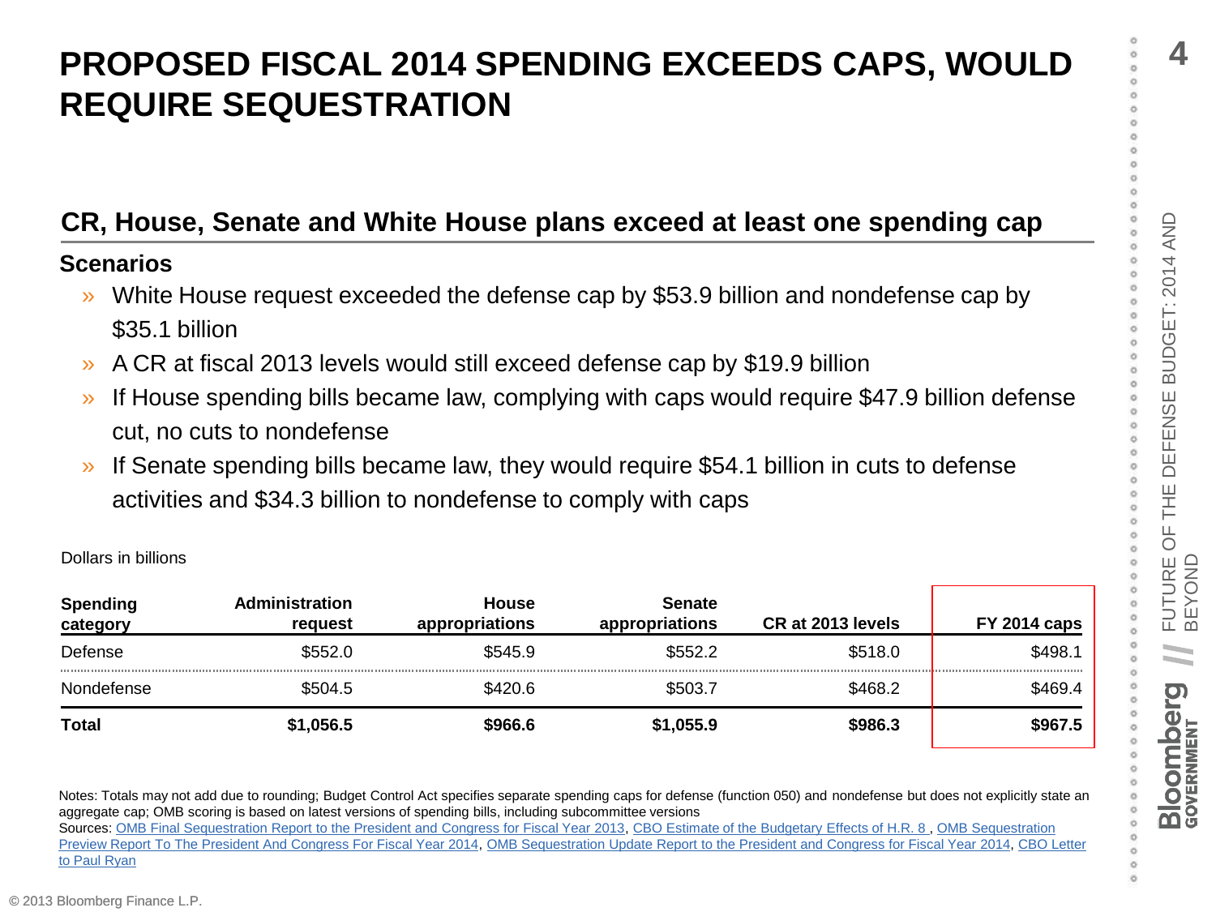# PROPOSED FISCAL 2014 SPENDING EXCEEDS CAPS, WOULD REQUIRE SEQUESTRATION

## CR, House, Senate and White House plans exceed at least one spending cap

### Scenarios

- White House request exceeded the defense cap by $53.9 billion and nondefense cap by $35.1 billion
- A CR at fiscal 2013 levels would still exceed defense cap by $19.9 billion
- If House spending bills became law, complying with caps would require $47.9 billion defense cut, no cuts to nondefense
- If Senate spending bills became law, they would require $54.1 billion in cuts to defense activities and $34.3 billion to nondefense to comply with caps

Dollars in billions

| Spending category | Administration request | House appropriations | Senate appropriations | CR at 2013 levels | FY 2014 caps |
|---|---|---|---|---|---|
| Defense | $552.0 | $545.9 | $552.2 | $518.0 | $498.1 |
| Nondefense | $504.5 | $420.6 | $503.7 | $468.2 | $469.4 |
| **Total** | **$1,056.5** | **$966.6** | **$1,055.9** | **$986.3** | **$967.5** |

Notes: Totals may not add due to rounding; Budget Control Act specifies separate spending caps for defense (function 050) and nondefense but does not explicitly state an aggregate cap; OMB scoring is based on latest versions of spending bills, including subcommittee versions

Sources: OMB Final Sequestration Report to the President and Congress for Fiscal Year 2013, CBO Estimate of the Budgetary Effects of H.R. 8 , OMB Sequestration Preview Report To The President And Congress For Fiscal Year 2014, OMB Sequestration Update Report to the President and Congress for Fiscal Year 2014, CBO Letter to Paul Ryan

© 2013 Bloomberg Finance L.P.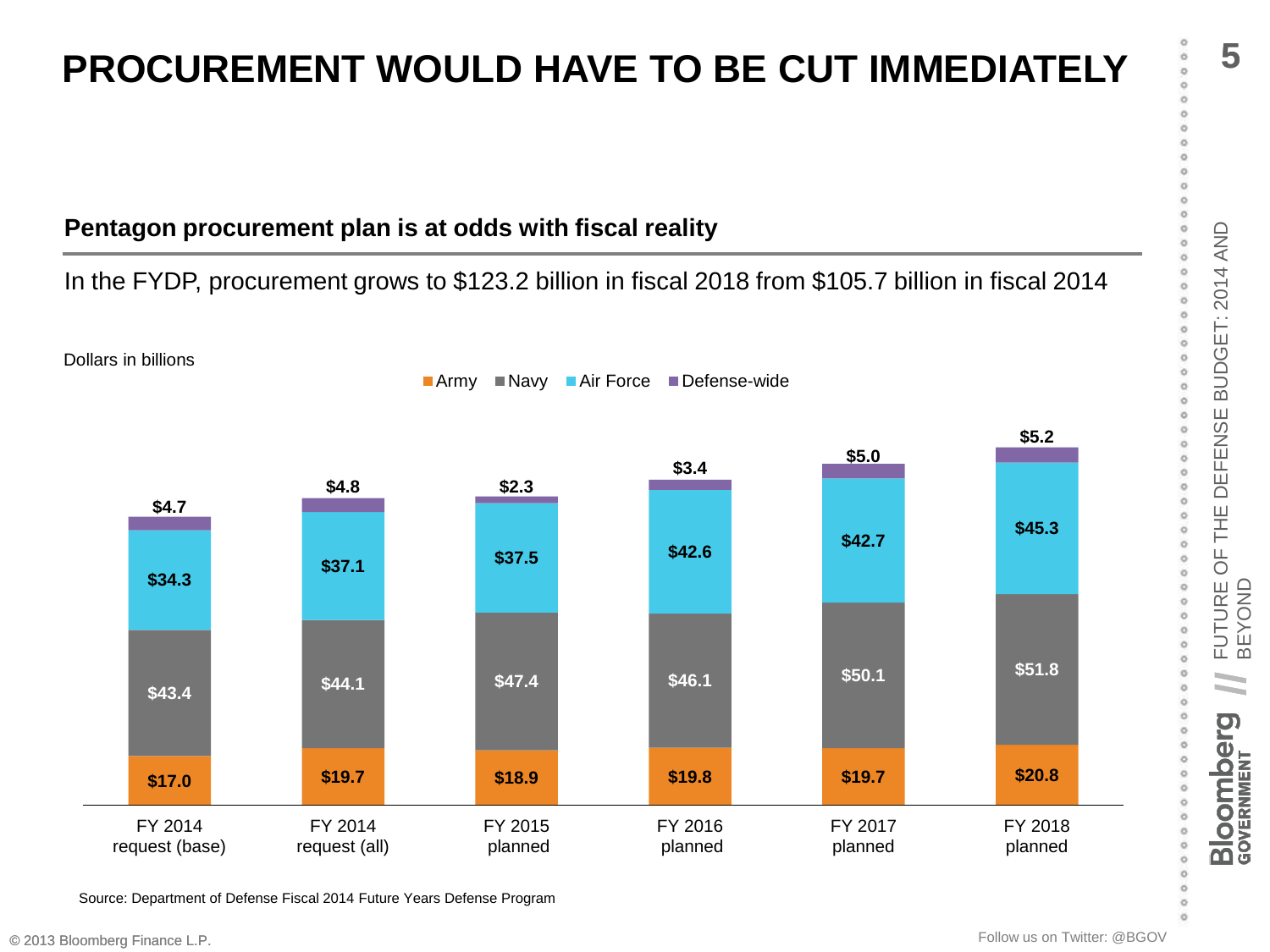# PROCUREMENT WOULD HAVE TO BE CUT IMMEDIATELY

## Pentagon procurement plan is at odds with fiscal reality

In the FYDP, procurement grows to $123.2 billion in fiscal 2018 from $105.7 billion in fiscal 2014

Dollars in billions

| | FY 2014 request (base) | FY 2014 request (all) | FY 2015 planned | FY 2016 planned | FY 2017 planned | FY 2018 planned |
|---|---|---|---|---|---|---|
| Army | $17.0 | $19.7 | $18.9 | $19.8 | $19.7 | $20.8 |
| Navy | $43.4 | $44.1 | $47.4 | $46.1 | $50.1 | $51.8 |
| Air Force | $34.3 | $37.1 | $37.5 | $42.6 | $42.7 | $45.3 |
| Defense-wide | $4.7 | $4.8 | $2.3 | $3.4 | $5.0 | $5.2 |

Source: Department of Defense Fiscal 2014 Future Years Defense Program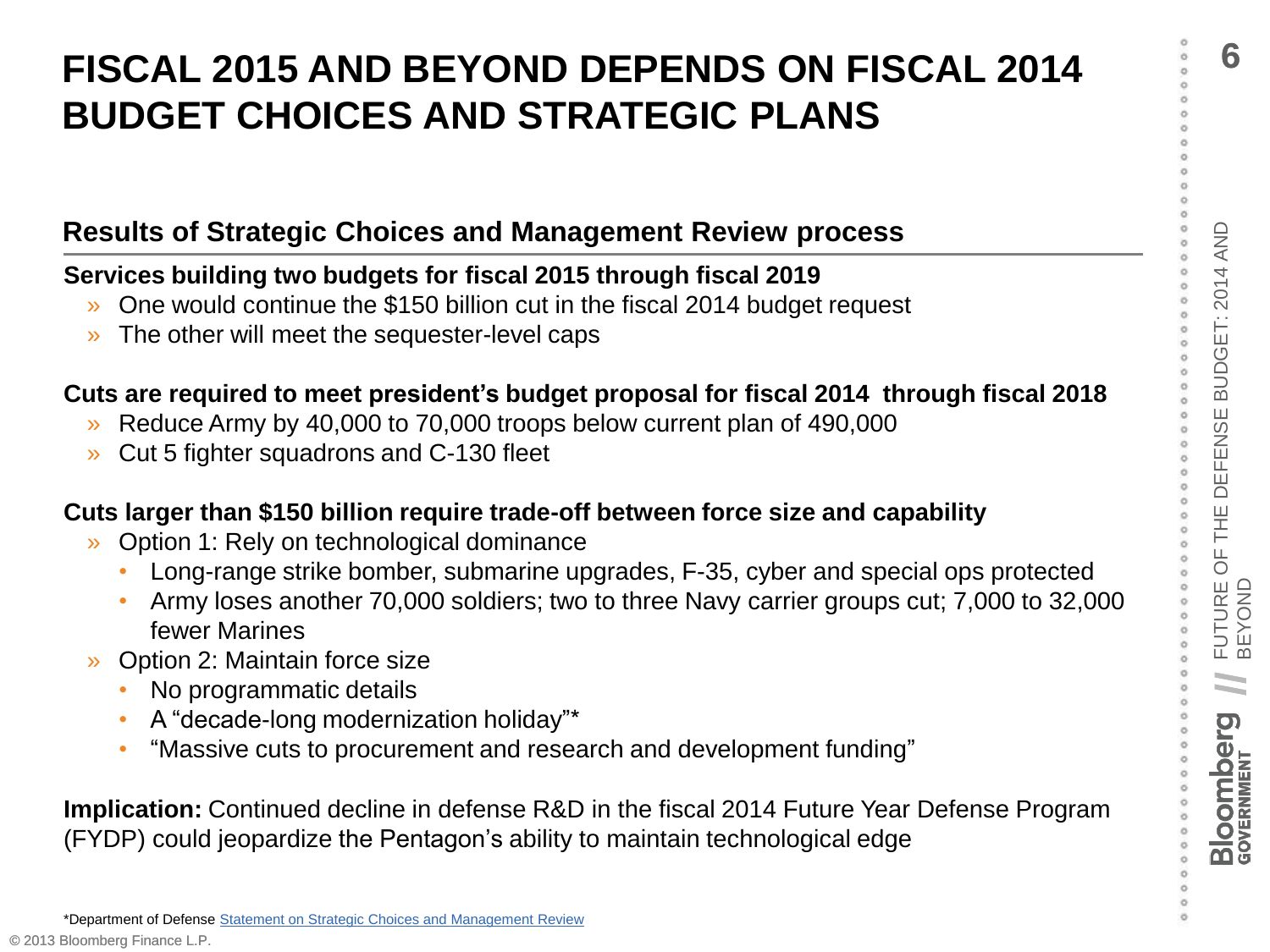# FISCAL 2015 AND BEYOND DEPENDS ON FISCAL 2014 BUDGET CHOICES AND STRATEGIC PLANS

## Results of Strategic Choices and Management Review process

**Services building two budgets for fiscal 2015 through fiscal 2019**

- One would continue the $150 billion cut in the fiscal 2014 budget request
- The other will meet the sequester-level caps

**Cuts are required to meet president's budget proposal for fiscal 2014 through fiscal 2018**

- Reduce Army by 40,000 to 70,000 troops below current plan of 490,000
- Cut 5 fighter squadrons and C-130 fleet

**Cuts larger than $150 billion require trade-off between force size and capability**

- Option 1: Rely on technological dominance
  - Long-range strike bomber, submarine upgrades, F-35, cyber and special ops protected
  - Army loses another 70,000 soldiers; two to three Navy carrier groups cut; 7,000 to 32,000 fewer Marines
- Option 2: Maintain force size
  - No programmatic details
  - A "decade-long modernization holiday"*
  - "Massive cuts to procurement and research and development funding"

**Implication:** Continued decline in defense R&D in the fiscal 2014 Future Year Defense Program (FYDP) could jeopardize the Pentagon's ability to maintain technological edge

*Department of Defense Statement on Strategic Choices and Management Review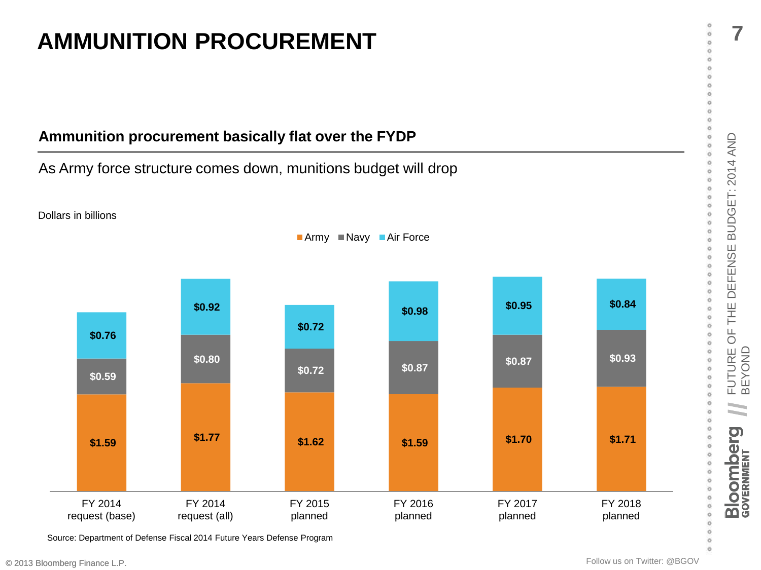# AMMUNITION PROCUREMENT

## Ammunition procurement basically flat over the FYDP

As Army force structure comes down, munitions budget will drop

Dollars in billions

| | Army | Navy | Air Force |
|---|---|---|---|
| FY 2014 request (base) | $1.59 | $0.59 | $0.76 |
| FY 2014 request (all) | $1.77 | $0.80 | $0.92 |
| FY 2015 planned | $1.62 | $0.72 | $0.72 |
| FY 2016 planned | $1.59 | $0.87 | $0.98 |
| FY 2017 planned | $1.70 | $0.87 | $0.95 |
| FY 2018 planned | $1.71 | $0.93 | $0.84 |

Source: Department of Defense Fiscal 2014 Future Years Defense Program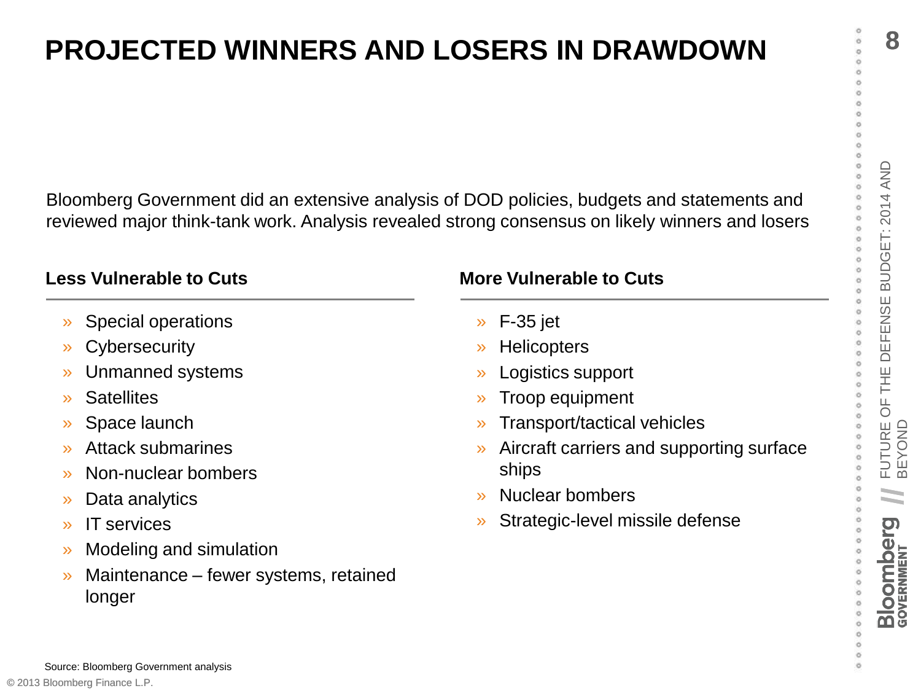# PROJECTED WINNERS AND LOSERS IN DRAWDOWN

Bloomberg Government did an extensive analysis of DOD policies, budgets and statements and reviewed major think-tank work. Analysis revealed strong consensus on likely winners and losers

### Less Vulnerable to Cuts

- Special operations
- Cybersecurity
- Unmanned systems
- Satellites
- Space launch
- Attack submarines
- Non-nuclear bombers
- Data analytics
- IT services
- Modeling and simulation
- Maintenance – fewer systems, retained longer

### More Vulnerable to Cuts

- F-35 jet
- Helicopters
- Logistics support
- Troop equipment
- Transport/tactical vehicles
- Aircraft carriers and supporting surface ships
- Nuclear bombers
- Strategic-level missile defense

Source: Bloomberg Government analysis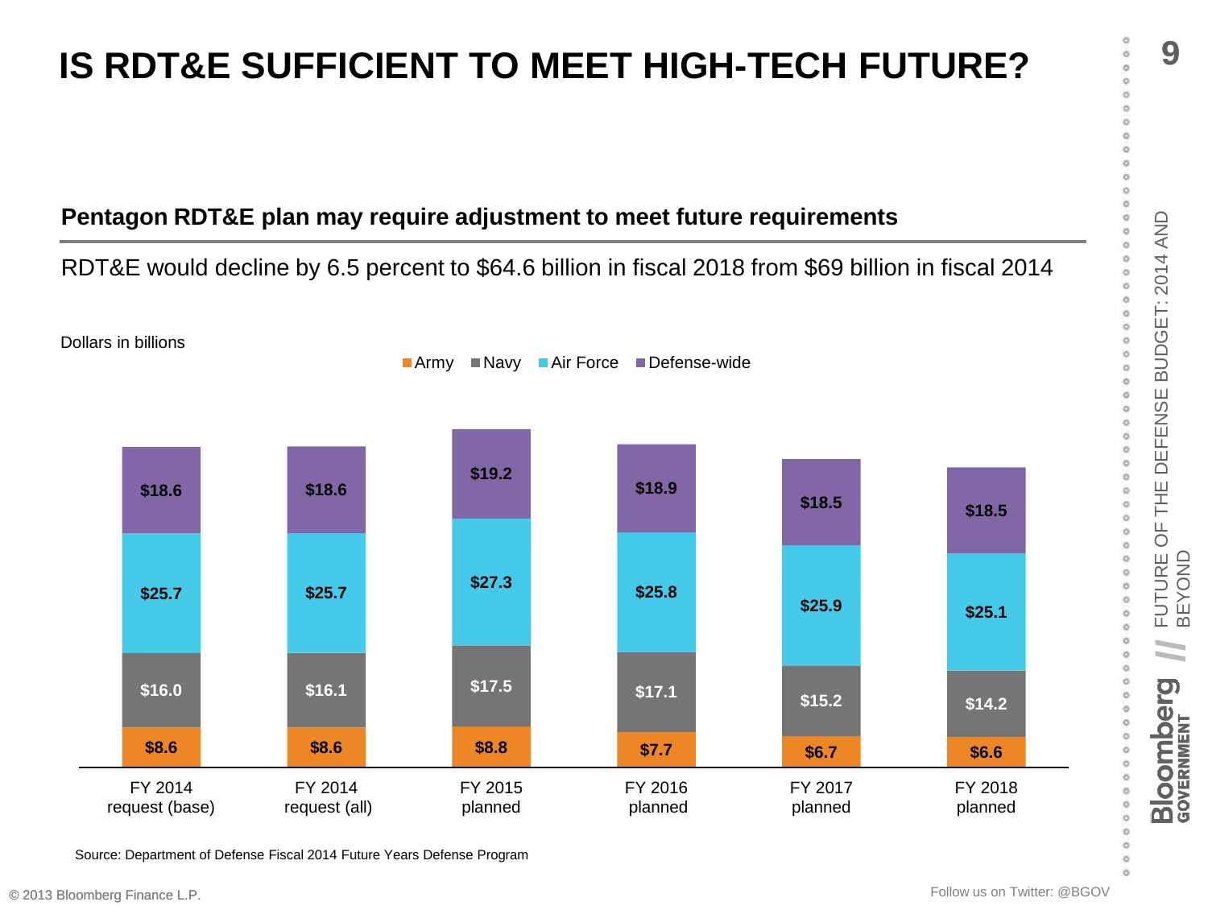# IS RDT&E SUFFICIENT TO MEET HIGH-TECH FUTURE?

## Pentagon RDT&E plan may require adjustment to meet future requirements

RDT&E would decline by 6.5 percent to $64.6 billion in fiscal 2018 from $69 billion in fiscal 2014

Dollars in billions

| | FY 2014 request (base) | FY 2014 request (all) | FY 2015 planned | FY 2016 planned | FY 2017 planned | FY 2018 planned |
|---|---|---|---|---|---|---|
| Army | $8.6 | $8.6 | $8.8 | $7.7 | $6.7 | $6.6 |
| Navy | $16.0 | $16.1 | $17.5 | $17.1 | $15.2 | $14.2 |
| Air Force | $25.7 | $25.7 | $27.3 | $25.8 | $25.9 | $25.1 |
| Defense-wide | $18.6 | $18.6 | $19.2 | $18.9 | $18.5 | $18.5 |

Source: Department of Defense Fiscal 2014 Future Years Defense Program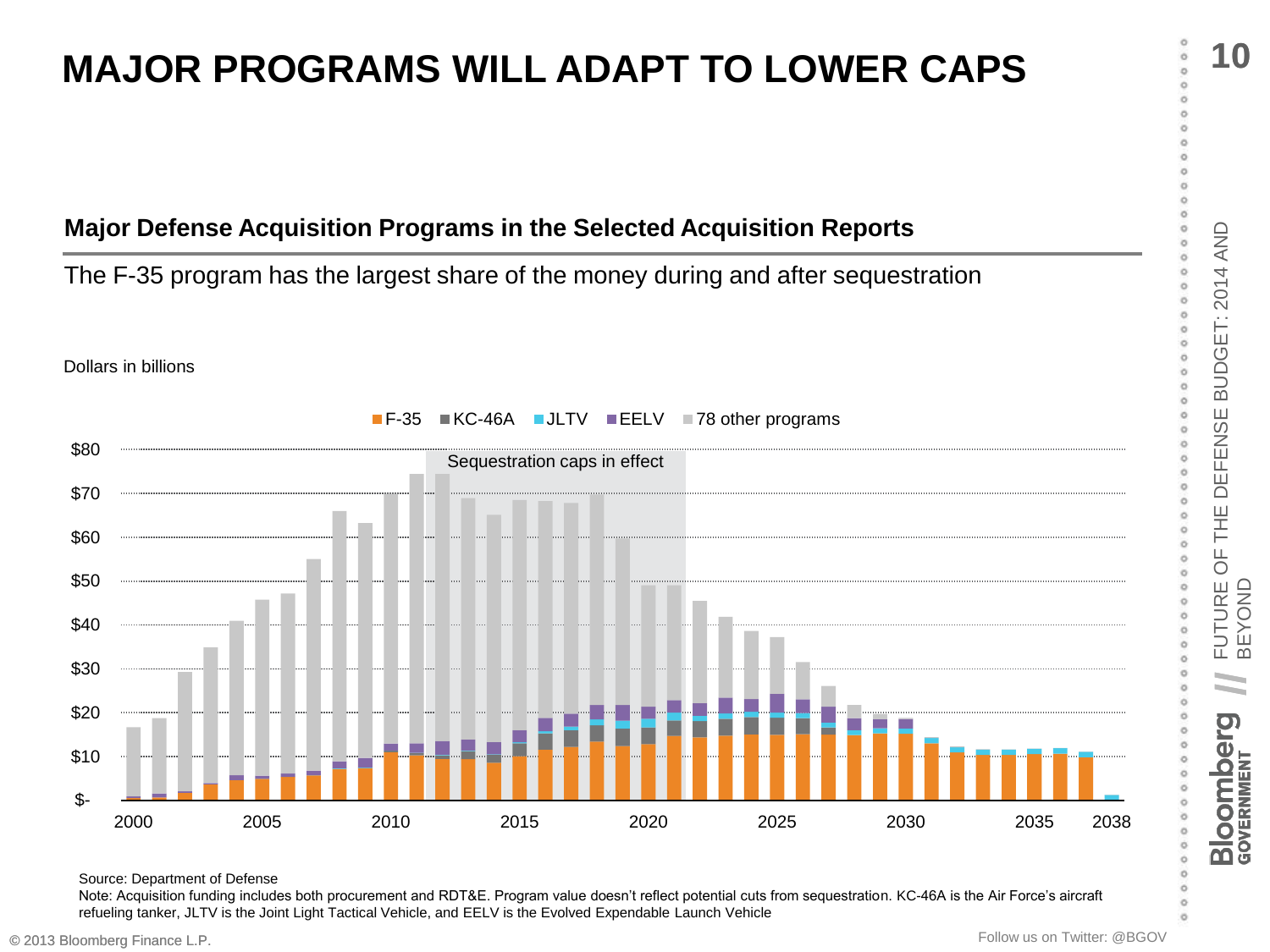# MAJOR PROGRAMS WILL ADAPT TO LOWER CAPS

## Major Defense Acquisition Programs in the Selected Acquisition Reports

The F-35 program has the largest share of the money during and after sequestration

Dollars in billions

F-35 | KC-46A | JLTV | EELV | 78 other programs

Sequestration caps in effect

Source: Department of Defense

Note: Acquisition funding includes both procurement and RDT&E. Program value doesn't reflect potential cuts from sequestration. KC-46A is the Air Force's aircraft refueling tanker, JLTV is the Joint Light Tactical Vehicle, and EELV is the Evolved Expendable Launch Vehicle

© 2013 Bloomberg Finance L.P.

Follow us on Twitter: @BGOV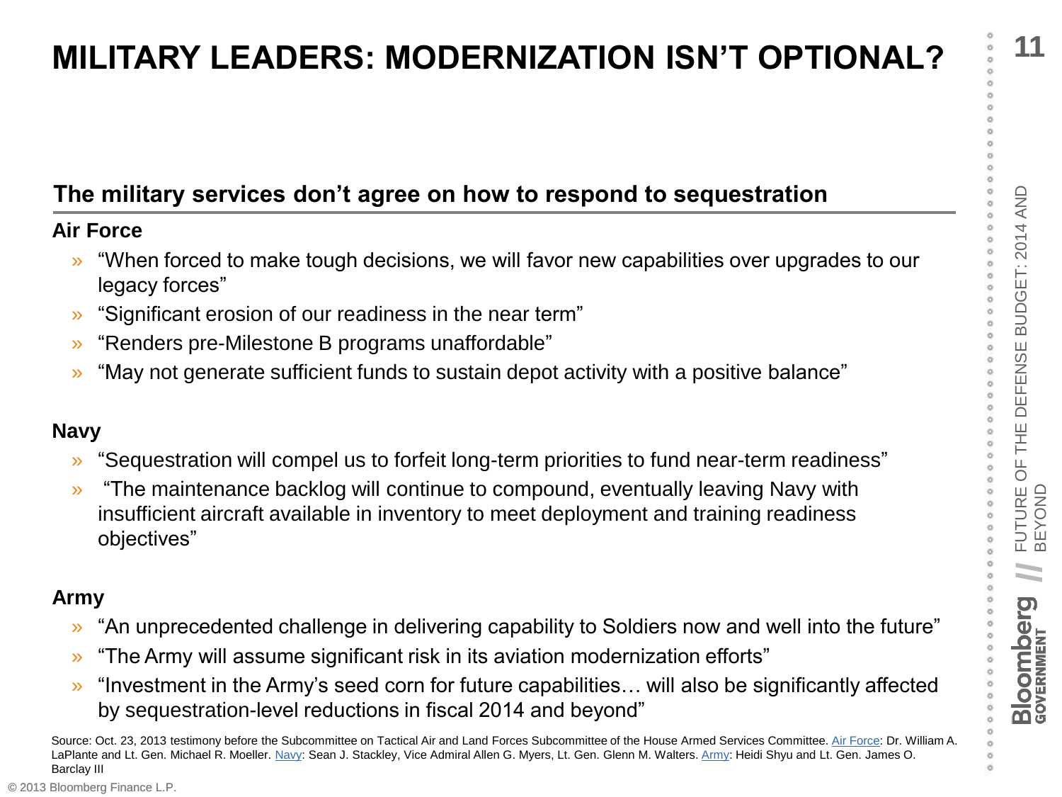# MILITARY LEADERS: MODERNIZATION ISN'T OPTIONAL?

## The military services don't agree on how to respond to sequestration

### Air Force

- "When forced to make tough decisions, we will favor new capabilities over upgrades to our legacy forces"
- "Significant erosion of our readiness in the near term"
- "Renders pre-Milestone B programs unaffordable"
- "May not generate sufficient funds to sustain depot activity with a positive balance"

### Navy

- "Sequestration will compel us to forfeit long-term priorities to fund near-term readiness"
- "The maintenance backlog will continue to compound, eventually leaving Navy with insufficient aircraft available in inventory to meet deployment and training readiness objectives"

### Army

- "An unprecedented challenge in delivering capability to Soldiers now and well into the future"
- "The Army will assume significant risk in its aviation modernization efforts"
- "Investment in the Army's seed corn for future capabilities… will also be significantly affected by sequestration-level reductions in fiscal 2014 and beyond"

Source: Oct. 23, 2013 testimony before the Subcommittee on Tactical Air and Land Forces Subcommittee of the House Armed Services Committee. Air Force: Dr. William A. LaPlante and Lt. Gen. Michael R. Moeller. Navy: Sean J. Stackley, Vice Admiral Allen G. Myers, Lt. Gen. Glenn M. Walters. Army: Heidi Shyu and Lt. Gen. James O. Barclay III

© 2013 Bloomberg Finance L.P.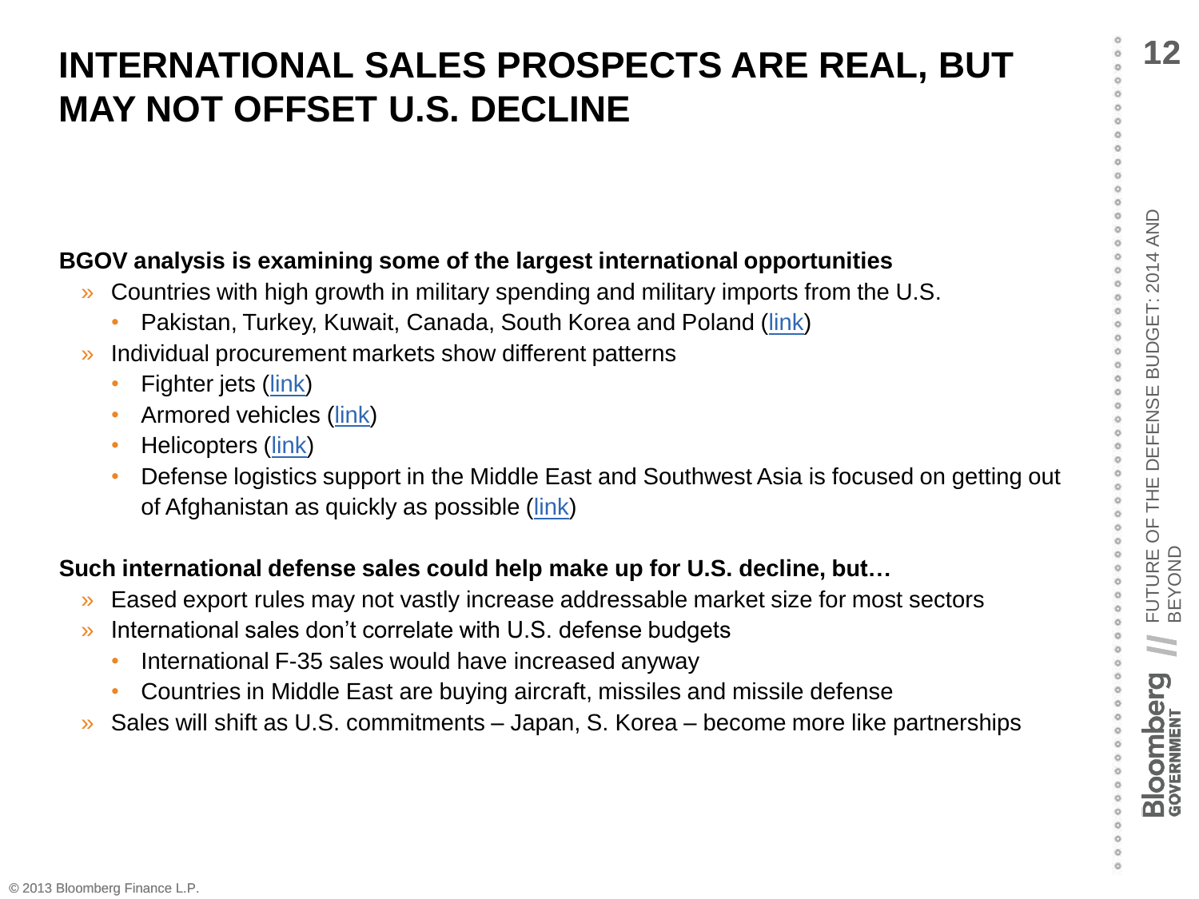# INTERNATIONAL SALES PROSPECTS ARE REAL, BUT MAY NOT OFFSET U.S. DECLINE

**BGOV analysis is examining some of the largest international opportunities**

- Countries with high growth in military spending and military imports from the U.S.
  - Pakistan, Turkey, Kuwait, Canada, South Korea and Poland (link)
- Individual procurement markets show different patterns
  - Fighter jets (link)
  - Armored vehicles (link)
  - Helicopters (link)
  - Defense logistics support in the Middle East and Southwest Asia is focused on getting out of Afghanistan as quickly as possible (link)

**Such international defense sales could help make up for U.S. decline, but…**

- Eased export rules may not vastly increase addressable market size for most sectors
- International sales don't correlate with U.S. defense budgets
  - International F-35 sales would have increased anyway
  - Countries in Middle East are buying aircraft, missiles and missile defense
- Sales will shift as U.S. commitments – Japan, S. Korea – become more like partnerships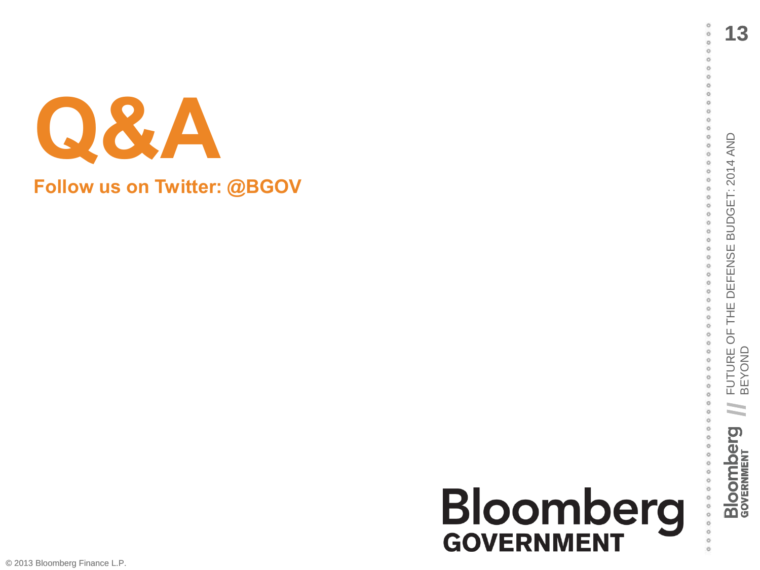# Q&A

**Follow us on Twitter: @BGOV**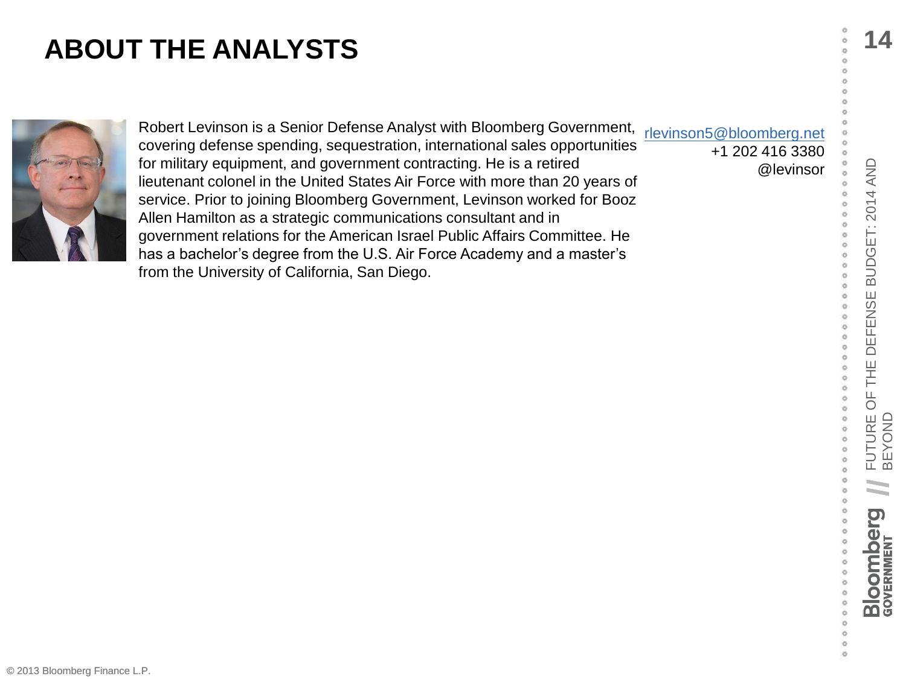# ABOUT THE ANALYSTS

Robert Levinson is a Senior Defense Analyst with Bloomberg Government, covering defense spending, sequestration, international sales opportunities for military equipment, and government contracting. He is a retired lieutenant colonel in the United States Air Force with more than 20 years of service. Prior to joining Bloomberg Government, Levinson worked for Booz Allen Hamilton as a strategic communications consultant and in government relations for the American Israel Public Affairs Committee. He has a bachelor's degree from the U.S. Air Force Academy and a master's from the University of California, San Diego.

rlevinson5@bloomberg.net
+1 202 416 3380
@levinsor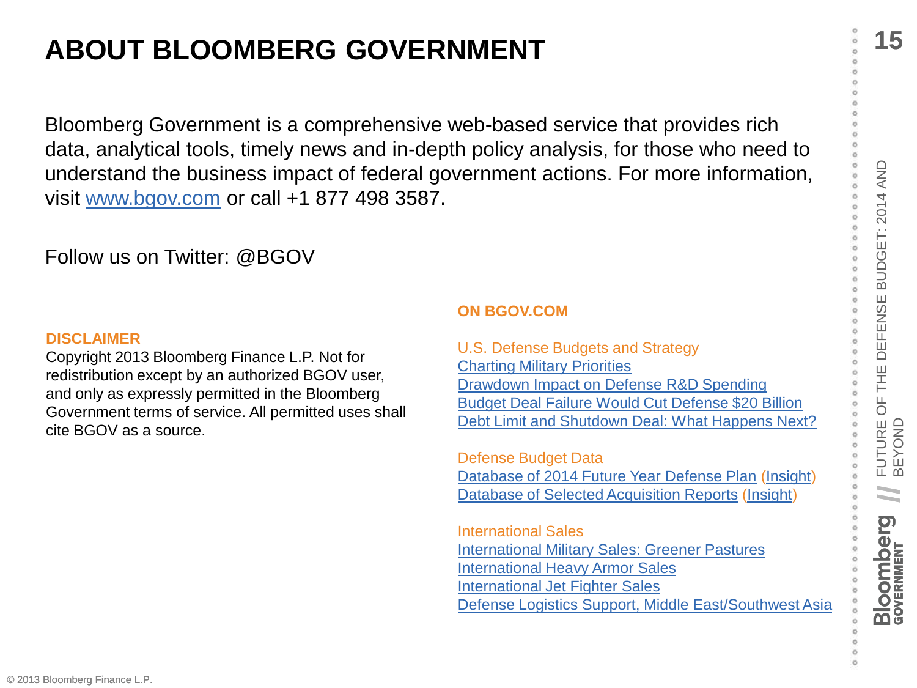# ABOUT BLOOMBERG GOVERNMENT

Bloomberg Government is a comprehensive web-based service that provides rich data, analytical tools, timely news and in-depth policy analysis, for those who need to understand the business impact of federal government actions. For more information, visit www.bgov.com or call +1 877 498 3587.

Follow us on Twitter: @BGOV

**DISCLAIMER**

Copyright 2013 Bloomberg Finance L.P. Not for redistribution except by an authorized BGOV user, and only as expressly permitted in the Bloomberg Government terms of service. All permitted uses shall cite BGOV as a source.

**ON BGOV.COM**

U.S. Defense Budgets and Strategy

- Charting Military Priorities
- Drawdown Impact on Defense R&D Spending
- Budget Deal Failure Would Cut Defense $20 Billion
- Debt Limit and Shutdown Deal: What Happens Next?

Defense Budget Data

- Database of 2014 Future Year Defense Plan (Insight)
- Database of Selected Acquisition Reports (Insight)

International Sales

- International Military Sales: Greener Pastures
- International Heavy Armor Sales
- International Jet Fighter Sales
- Defense Logistics Support, Middle East/Southwest Asia